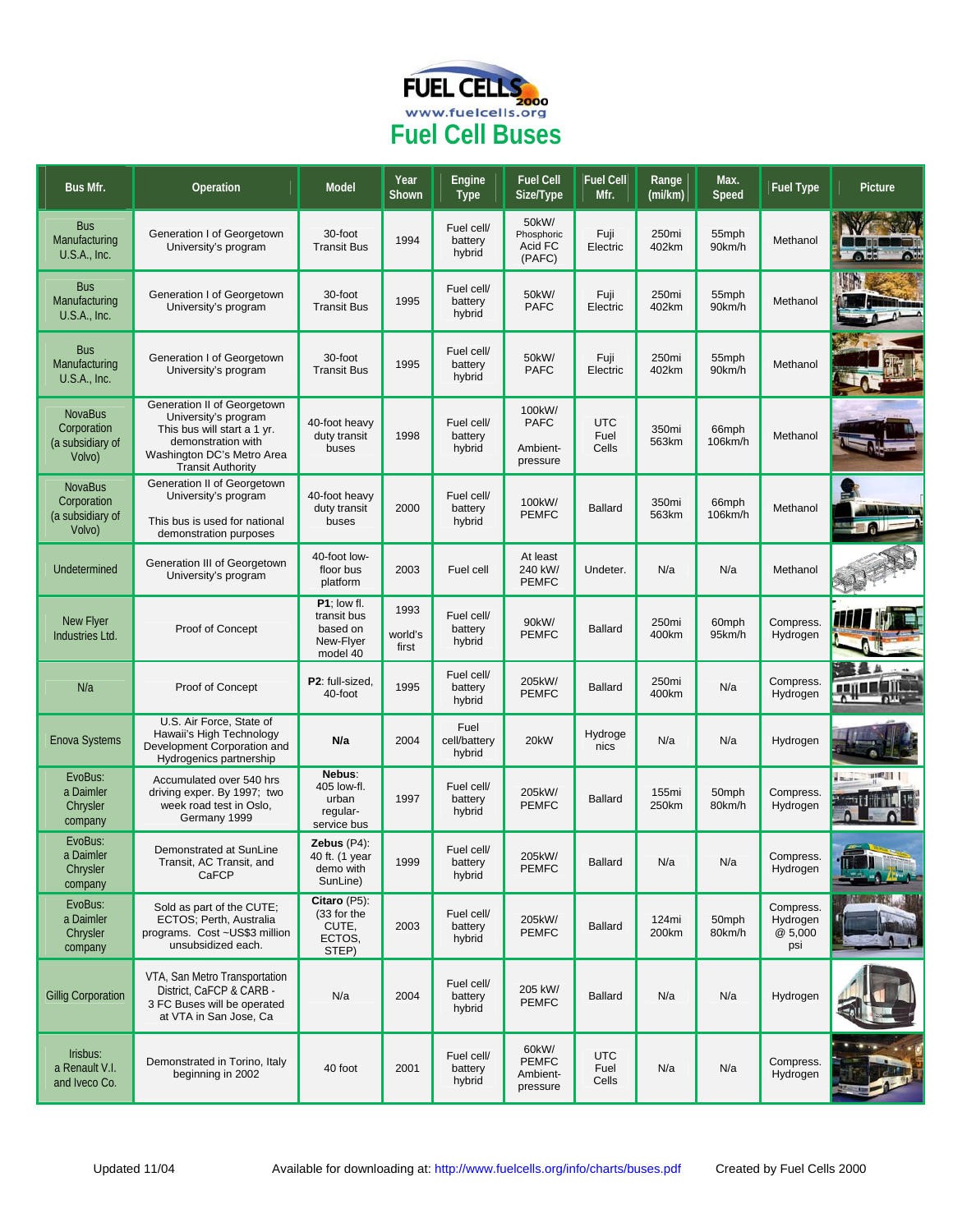FUEL CELLS 2000

www.fuelcells.org

# Fuel Cell Buses

| Bus Mfr. | Operation | Model | Year Shown | Engine Type | Fuel Cell Size/Type | Fuel Cell Mfr. | Range (mi/km) | Max. Speed | Fuel Type | Picture |
|---|---|---|---|---|---|---|---|---|---|---|
| Bus Manufacturing U.S.A., Inc. | Generation I of Georgetown University's program | 30-foot Transit Bus | 1994 | Fuel cell/ battery hybrid | 50kW/ Phosphoric Acid FC (PAFC) | Fuji Electric | 250mi 402km | 55mph 90km/h | Methanol | |
| Bus Manufacturing U.S.A., Inc. | Generation I of Georgetown University's program | 30-foot Transit Bus | 1995 | Fuel cell/ battery hybrid | 50kW/ PAFC | Fuji Electric | 250mi 402km | 55mph 90km/h | Methanol | |
| Bus Manufacturing U.S.A., Inc. | Generation I of Georgetown University's program | 30-foot Transit Bus | 1995 | Fuel cell/ battery hybrid | 50kW/ PAFC | Fuji Electric | 250mi 402km | 55mph 90km/h | Methanol | |
| NovaBus Corporation (a subsidiary of Volvo) | Generation II of Georgetown University's program This bus will start a 1 yr. demonstration with Washington DC's Metro Area Transit Authority | 40-foot heavy duty transit buses | 1998 | Fuel cell/ battery hybrid | 100kW/ PAFC Ambient-pressure | UTC Fuel Cells | 350mi 563km | 66mph 106km/h | Methanol | |
| NovaBus Corporation (a subsidiary of Volvo) | Generation II of Georgetown University's program This bus is used for national demonstration purposes | 40-foot heavy duty transit buses | 2000 | Fuel cell/ battery hybrid | 100kW/ PEMFC | Ballard | 350mi 563km | 66mph 106km/h | Methanol | |
| Undetermined | Generation III of Georgetown University's program | 40-foot low-floor bus platform | 2003 | Fuel cell | At least 240 kW/ PEMFC | Undeter. | N/a | N/a | Methanol | |
| New Flyer Industries Ltd. | Proof of Concept | **P1**; low fl. transit bus based on New-Flyer model 40 | 1993 world's first | Fuel cell/ battery hybrid | 90kW/ PEMFC | Ballard | 250mi 400km | 60mph 95km/h | Compress. Hydrogen | |
| N/a | Proof of Concept | **P2**: full-sized, 40-foot | 1995 | Fuel cell/ battery hybrid | 205kW/ PEMFC | Ballard | 250mi 400km | N/a | Compress. Hydrogen | |
| Enova Systems | U.S. Air Force, State of Hawaii's High Technology Development Corporation and Hydrogenics partnership | **N/a** | 2004 | Fuel cell/battery hybrid | 20kW | Hydrogenics | N/a | N/a | Hydrogen | |
| EvoBus: a Daimler Chrysler company | Accumulated over 540 hrs driving exper. By 1997; two week road test in Oslo, Germany 1999 | **Nebus**: 405 low-fl. urban regular-service bus | 1997 | Fuel cell/ battery hybrid | 205kW/ PEMFC | Ballard | 155mi 250km | 50mph 80km/h | Compress. Hydrogen | |
| EvoBus: a Daimler Chrysler company | Demonstrated at SunLine Transit, AC Transit, and CaFCP | **Zebus** (P4): 40 ft. (1 year demo with SunLine) | 1999 | Fuel cell/ battery hybrid | 205kW/ PEMFC | Ballard | N/a | N/a | Compress. Hydrogen | |
| EvoBus: a Daimler Chrysler company | Sold as part of the CUTE; ECTOS; Perth, Australia programs. Cost ~US$3 million unsubsidized each. | **Citaro** (P5): (33 for the CUTE, ECTOS, STEP) | 2003 | Fuel cell/ battery hybrid | 205kW/ PEMFC | Ballard | 124mi 200km | 50mph 80km/h | Compress. Hydrogen @ 5,000 psi | |
| Gillig Corporation | VTA, San Metro Transportation District, CaFCP & CARB - 3 FC Buses will be operated at VTA in San Jose, Ca | N/a | 2004 | Fuel cell/ battery hybrid | 205 kW/ PEMFC | Ballard | N/a | N/a | Hydrogen | |
| Irisbus: a Renault V.I. and Iveco Co. | Demonstrated in Torino, Italy beginning in 2002 | 40 foot | 2001 | Fuel cell/ battery hybrid | 60kW/ PEMFC Ambient-pressure | UTC Fuel Cells | N/a | N/a | Compress. Hydrogen | |

Updated 11/04 | Available for downloading at: http://www.fuelcells.org/info/charts/buses.pdf | Created by Fuel Cells 2000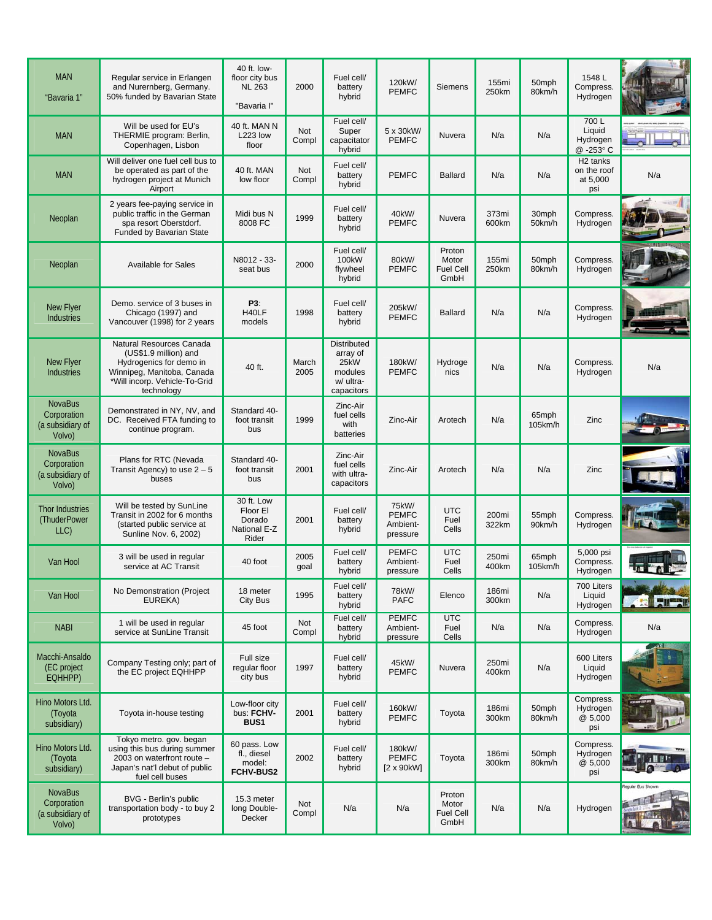| | | | | | | | | | | |
|---|---|---|---|---|---|---|---|---|---|---|
| MAN "Bavaria 1" | Regular service in Erlangen and Nuernberg, Germany. 50% funded by Bavarian State | 40 ft. low-floor city bus NL 263 "Bavaria I" | 2000 | Fuel cell/ battery hybrid | 120kW/ PEMFC | Siemens | 155mi 250km | 50mph 80km/h | 1548 L Compress. Hydrogen | |
| MAN | Will be used for EU's THERMIE program: Berlin, Copenhagen, Lisbon | 40 ft. MAN N L223 low floor | Not Compl | Fuel cell/ Super capacitator hybrid | 5 x 30kW/ PEMFC | Nuvera | N/a | N/a | 700 L Liquid Hydrogen @ -253° C | |
| MAN | Will deliver one fuel cell bus to be operated as part of the hydrogen project at Munich Airport | 40 ft. MAN low floor | Not Compl | Fuel cell/ battery hybrid | PEMFC | Ballard | N/a | N/a | H2 tanks on the roof at 5,000 psi | N/a |
| Neoplan | 2 years fee-paying service in public traffic in the German spa resort Oberstdorf. Funded by Bavarian State | Midi bus N 8008 FC | 1999 | Fuel cell/ battery hybrid | 40kW/ PEMFC | Nuvera | 373mi 600km | 30mph 50km/h | Compress. Hydrogen | |
| Neoplan | Available for Sales | N8012 - 33-seat bus | 2000 | Fuel cell/ 100kW flywheel hybrid | 80kW/ PEMFC | Proton Motor Fuel Cell GmbH | 155mi 250km | 50mph 80km/h | Compress. Hydrogen | |
| New Flyer Industries | Demo. service of 3 buses in Chicago (1997) and Vancouver (1998) for 2 years | **P3**: H40LF models | 1998 | Fuel cell/ battery hybrid | 205kW/ PEMFC | Ballard | N/a | N/a | Compress. Hydrogen | |
| New Flyer Industries | Natural Resources Canada (US$1.9 million) and Hydrogenics for demo in Winnipeg, Manitoba, Canada *Will incorp. Vehicle-To-Grid technology | 40 ft. | March 2005 | Distributed array of 25kW modules w/ ultra-capacitors | 180kW/ PEMFC | Hydrogenics | N/a | N/a | Compress. Hydrogen | N/a |
| NovaBus Corporation (a subsidiary of Volvo) | Demonstrated in NY, NV, and DC. Received FTA funding to continue program. | Standard 40-foot transit bus | 1999 | Zinc-Air fuel cells with batteries | Zinc-Air | Arotech | N/a | 65mph 105km/h | Zinc | |
| NovaBus Corporation (a subsidiary of Volvo) | Plans for RTC (Nevada Transit Agency) to use 2 – 5 buses | Standard 40-foot transit bus | 2001 | Zinc-Air fuel cells with ultra-capacitors | Zinc-Air | Arotech | N/a | N/a | Zinc | |
| Thor Industries (ThuderPower LLC) | Will be tested by SunLine Transit in 2002 for 6 months (started public service at Sunline Nov. 6, 2002) | 30 ft. Low Floor El Dorado National E-Z Rider | 2001 | Fuel cell/ battery hybrid | 75kW/ PEMFC Ambient-pressure | UTC Fuel Cells | 200mi 322km | 55mph 90km/h | Compress. Hydrogen | |
| Van Hool | 3 will be used in regular service at AC Transit | 40 foot | 2005 goal | Fuel cell/ battery hybrid | PEMFC Ambient-pressure | UTC Fuel Cells | 250mi 400km | 65mph 105km/h | 5,000 psi Compress. Hydrogen | |
| Van Hool | No Demonstration (Project EUREKA) | 18 meter City Bus | 1995 | Fuel cell/ battery hybrid | 78kW/ PAFC | Elenco | 186mi 300km | N/a | 700 Liters Liquid Hydrogen | |
| NABI | 1 will be used in regular service at SunLine Transit | 45 foot | Not Compl | Fuel cell/ battery hybrid | PEMFC Ambient-pressure | UTC Fuel Cells | N/a | N/a | Compress. Hydrogen | N/a |
| Macchi-Ansaldo (EC project EQHHPP) | Company Testing only; part of the EC project EQHHPP | Full size regular floor city bus | 1997 | Fuel cell/ battery hybrid | 45kW/ PEMFC | Nuvera | 250mi 400km | N/a | 600 Liters Liquid Hydrogen | |
| Hino Motors Ltd. (Toyota subsidiary) | Toyota in-house testing | Low-floor city bus: **FCHV-BUS1** | 2001 | Fuel cell/ battery hybrid | 160kW/ PEMFC | Toyota | 186mi 300km | 50mph 80km/h | Compress. Hydrogen @ 5,000 psi | |
| Hino Motors Ltd. (Toyota subsidiary) | Tokyo metro. gov. began using this bus during summer 2003 on waterfront route – Japan's nat'l debut of public fuel cell buses | 60 pass. Low fl., diesel model: **FCHV-BUS2** | 2002 | Fuel cell/ battery hybrid | 180kW/ PEMFC [2 x 90kW] | Toyota | 186mi 300km | 50mph 80km/h | Compress. Hydrogen @ 5,000 psi | |
| NovaBus Corporation (a subsidiary of Volvo) | BVG - Berlin's public transportation body - to buy 2 prototypes | 15.3 meter long Double-Decker | Not Compl | N/a | N/a | Proton Motor Fuel Cell GmbH | N/a | N/a | Hydrogen | Regular Bus Shown |